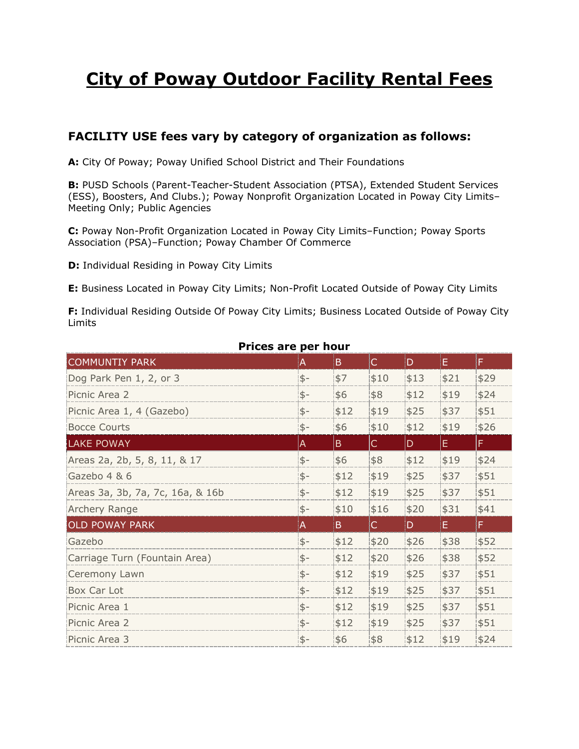# City of Poway Outdoor Facility Rental Fees

### FACILITY USE fees vary by category of organization as follows:

**A:** City Of Poway; Poway Unified School District and Their Foundations

**B:** PUSD Schools (Parent-Teacher-Student Association (PTSA), Extended Student Services (ESS), Boosters, And Clubs.); Poway Nonprofit Organization Located in Poway City Limits–Meeting Only; Public Agencies

**C:** Poway Non-Profit Organization Located in Poway City Limits–Function; Poway Sports Association (PSA)–Function; Poway Chamber Of Commerce

**D:** Individual Residing in Poway City Limits

**E:** Business Located in Poway City Limits; Non-Profit Located Outside of Poway City Limits

**F:** Individual Residing Outside Of Poway City Limits; Business Located Outside of Poway City Limits

**Prices are per hour**

| COMMUNTIY PARK | A | B | C | D | E | F |
|---|---|---|---|---|---|---|
| Dog Park Pen 1, 2, or 3 | $- | $7 | $10 | $13 | $21 | $29 |
| Picnic Area 2 | $- | $6 | $8 | $12 | $19 | $24 |
| Picnic Area 1, 4 (Gazebo) | $- | $12 | $19 | $25 | $37 | $51 |
| Bocce Courts | $- | $6 | $10 | $12 | $19 | $26 |
| LAKE POWAY | A | B | C | D | E | F |
| Areas 2a, 2b, 5, 8, 11, & 17 | $- | $6 | $8 | $12 | $19 | $24 |
| Gazebo 4 & 6 | $- | $12 | $19 | $25 | $37 | $51 |
| Areas 3a, 3b, 7a, 7c, 16a, & 16b | $- | $12 | $19 | $25 | $37 | $51 |
| Archery Range | $- | $10 | $16 | $20 | $31 | $41 |
| OLD POWAY PARK | A | B | C | D | E | F |
| Gazebo | $- | $12 | $20 | $26 | $38 | $52 |
| Carriage Turn (Fountain Area) | $- | $12 | $20 | $26 | $38 | $52 |
| Ceremony Lawn | $- | $12 | $19 | $25 | $37 | $51 |
| Box Car Lot | $- | $12 | $19 | $25 | $37 | $51 |
| Picnic Area 1 | $- | $12 | $19 | $25 | $37 | $51 |
| Picnic Area 2 | $- | $12 | $19 | $25 | $37 | $51 |
| Picnic Area 3 | $- | $6 | $8 | $12 | $19 | $24 |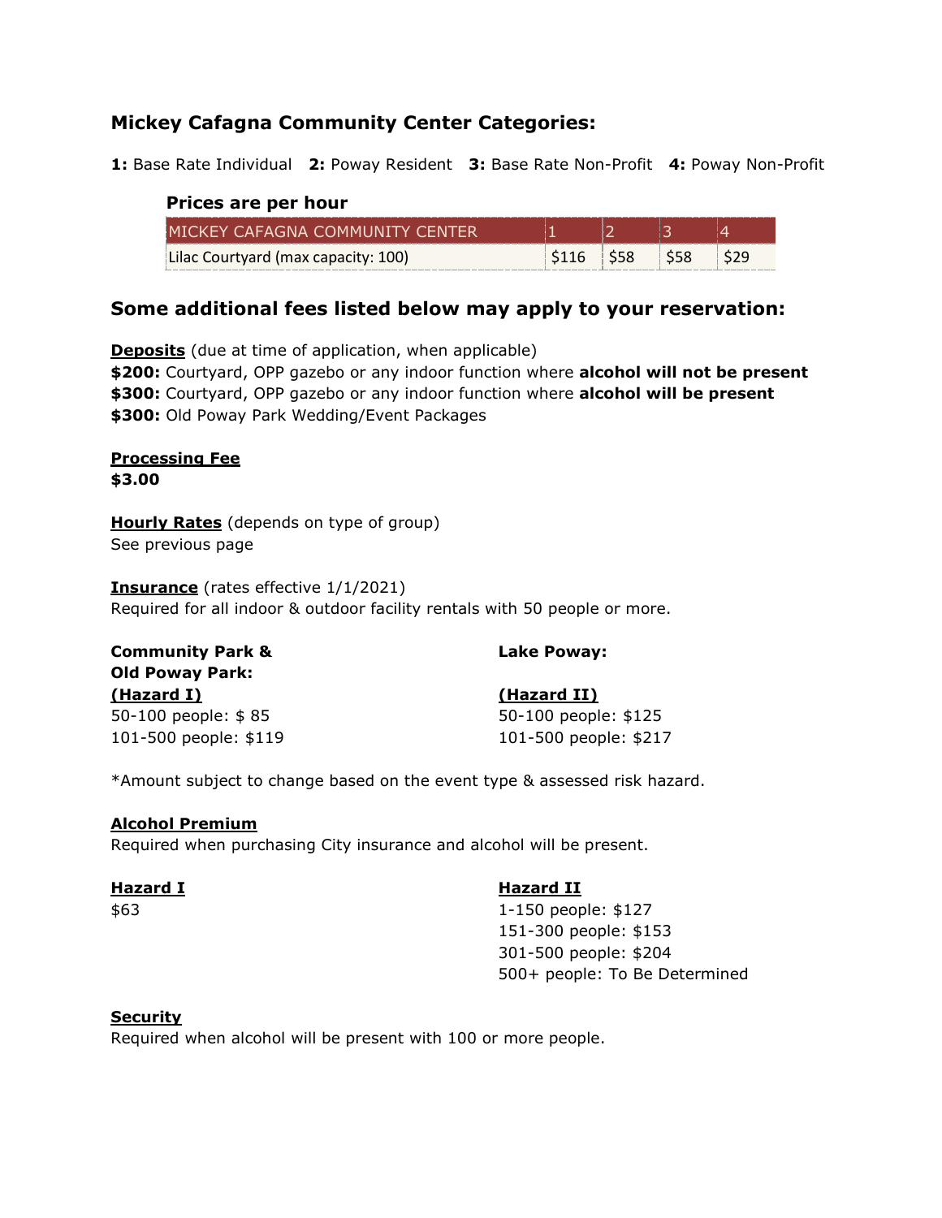## Mickey Cafagna Community Center Categories:

**1:** Base Rate Individual **2:** Poway Resident **3:** Base Rate Non-Profit **4:** Poway Non-Profit

### Prices are per hour

| MICKEY CAFAGNA COMMUNITY CENTER | 1 | 2 | 3 | 4 |
|---|---|---|---|---|
| Lilac Courtyard (max capacity: 100) | $116 | $58 | $58 | $29 |

## Some additional fees listed below may apply to your reservation:

**Deposits** (due at time of application, when applicable)
**$200:** Courtyard, OPP gazebo or any indoor function where **alcohol will not be present**
**$300:** Courtyard, OPP gazebo or any indoor function where **alcohol will be present**
**$300:** Old Poway Park Wedding/Event Packages

**Processing Fee**
**$3.00**

**Hourly Rates** (depends on type of group)
See previous page

**Insurance** (rates effective 1/1/2021)
Required for all indoor & outdoor facility rentals with 50 people or more.

**Community Park & Old Poway Park:**
**(Hazard I)**
50-100 people: $ 85
101-500 people: $119

**Lake Poway:**
**(Hazard II)**
50-100 people: $125
101-500 people: $217

*Amount subject to change based on the event type & assessed risk hazard.

**Alcohol Premium**
Required when purchasing City insurance and alcohol will be present.

**Hazard I**
$63

**Hazard II**
1-150 people: $127
151-300 people: $153
301-500 people: $204
500+ people: To Be Determined

**Security**
Required when alcohol will be present with 100 or more people.